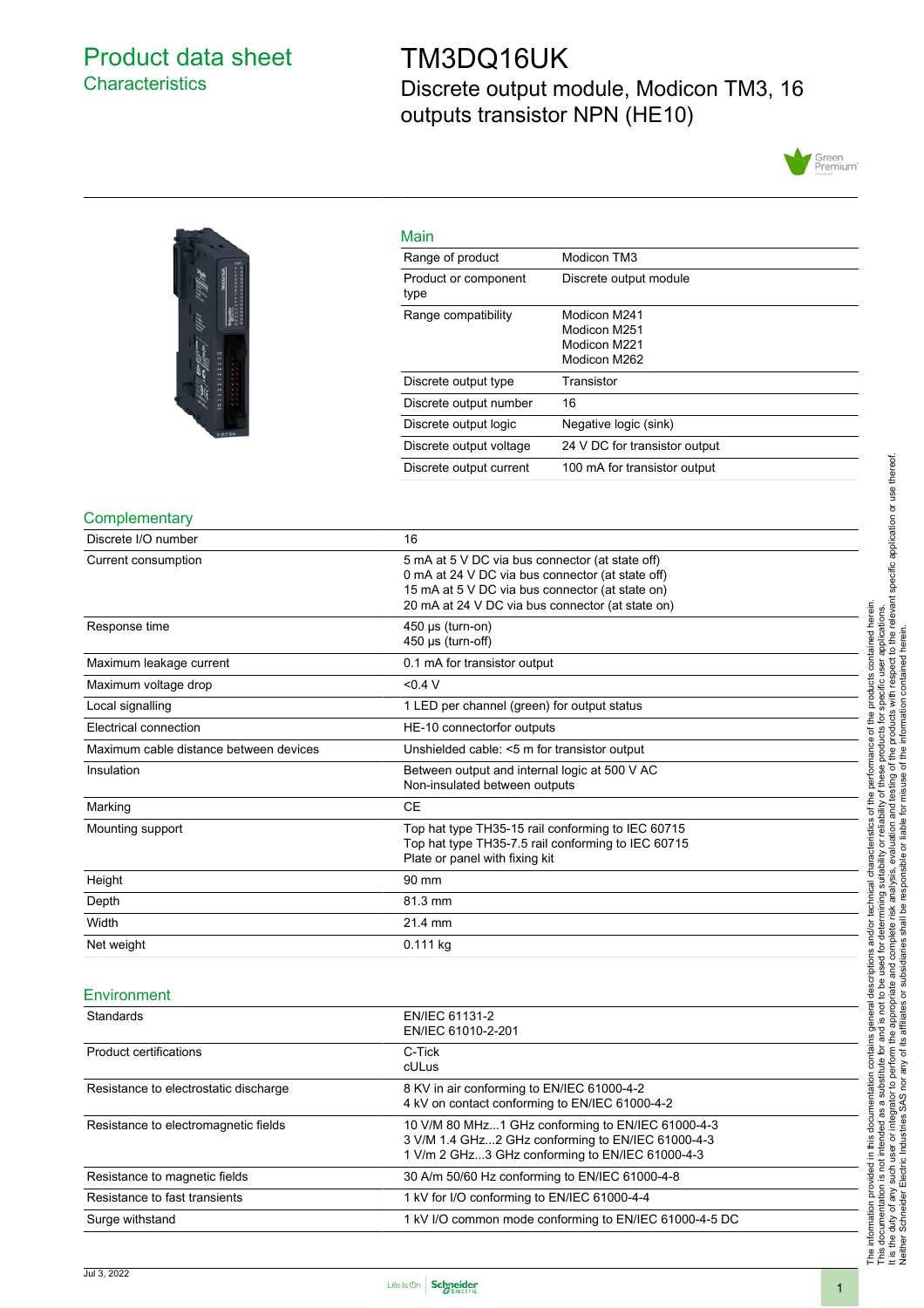# Product data sheet
## Characteristics

# TM3DQ16UK
## Discrete output module, Modicon TM3, 16 outputs transistor NPN (HE10)

### Main

| | |
|---|---|
| Range of product | Modicon TM3 |
| Product or component type | Discrete output module |
| Range compatibility | Modicon M241<br>Modicon M251<br>Modicon M221<br>Modicon M262 |
| Discrete output type | Transistor |
| Discrete output number | 16 |
| Discrete output logic | Negative logic (sink) |
| Discrete output voltage | 24 V DC for transistor output |
| Discrete output current | 100 mA for transistor output |

### Complementary

| | |
|---|---|
| Discrete I/O number | 16 |
| Current consumption | 5 mA at 5 V DC via bus connector (at state off)<br>0 mA at 24 V DC via bus connector (at state off)<br>15 mA at 5 V DC via bus connector (at state on)<br>20 mA at 24 V DC via bus connector (at state on) |
| Response time | 450 µs (turn-on)<br>450 µs (turn-off) |
| Maximum leakage current | 0.1 mA for transistor output |
| Maximum voltage drop | <0.4 V |
| Local signalling | 1 LED per channel (green) for output status |
| Electrical connection | HE-10 connectorfor outputs |
| Maximum cable distance between devices | Unshielded cable: <5 m for transistor output |
| Insulation | Between output and internal logic at 500 V AC<br>Non-insulated between outputs |
| Marking | CE |
| Mounting support | Top hat type TH35-15 rail conforming to IEC 60715<br>Top hat type TH35-7.5 rail conforming to IEC 60715<br>Plate or panel with fixing kit |
| Height | 90 mm |
| Depth | 81.3 mm |
| Width | 21.4 mm |
| Net weight | 0.111 kg |

### Environment

| | |
|---|---|
| Standards | EN/IEC 61131-2<br>EN/IEC 61010-2-201 |
| Product certifications | C-Tick<br>cULus |
| Resistance to electrostatic discharge | 8 KV in air conforming to EN/IEC 61000-4-2<br>4 kV on contact conforming to EN/IEC 61000-4-2 |
| Resistance to electromagnetic fields | 10 V/M 80 MHz...1 GHz conforming to EN/IEC 61000-4-3<br>3 V/M 1.4 GHz...2 GHz conforming to EN/IEC 61000-4-3<br>1 V/m 2 GHz...3 GHz conforming to EN/IEC 61000-4-3 |
| Resistance to magnetic fields | 30 A/m 50/60 Hz conforming to EN/IEC 61000-4-8 |
| Resistance to fast transients | 1 kV for I/O conforming to EN/IEC 61000-4-4 |
| Surge withstand | 1 kV I/O common mode conforming to EN/IEC 61000-4-5 DC |

The information provided in this documentation contains general descriptions and/or technical characteristics of the performance of the products contained herein. This documentation is not intended as a substitute for and is not to be used for determining suitability or reliability of these products for specific user applications. It is the duty of any such user or integrator to perform the appropriate and complete risk analysis, evaluation and testing of the products with respect to the relevant specific application or use thereof. Neither Schneider Electric Industries SAS nor any of its affiliates or subsidiaries shall be responsible or liable for misuse of the information contained herein.

Jul 3, 2022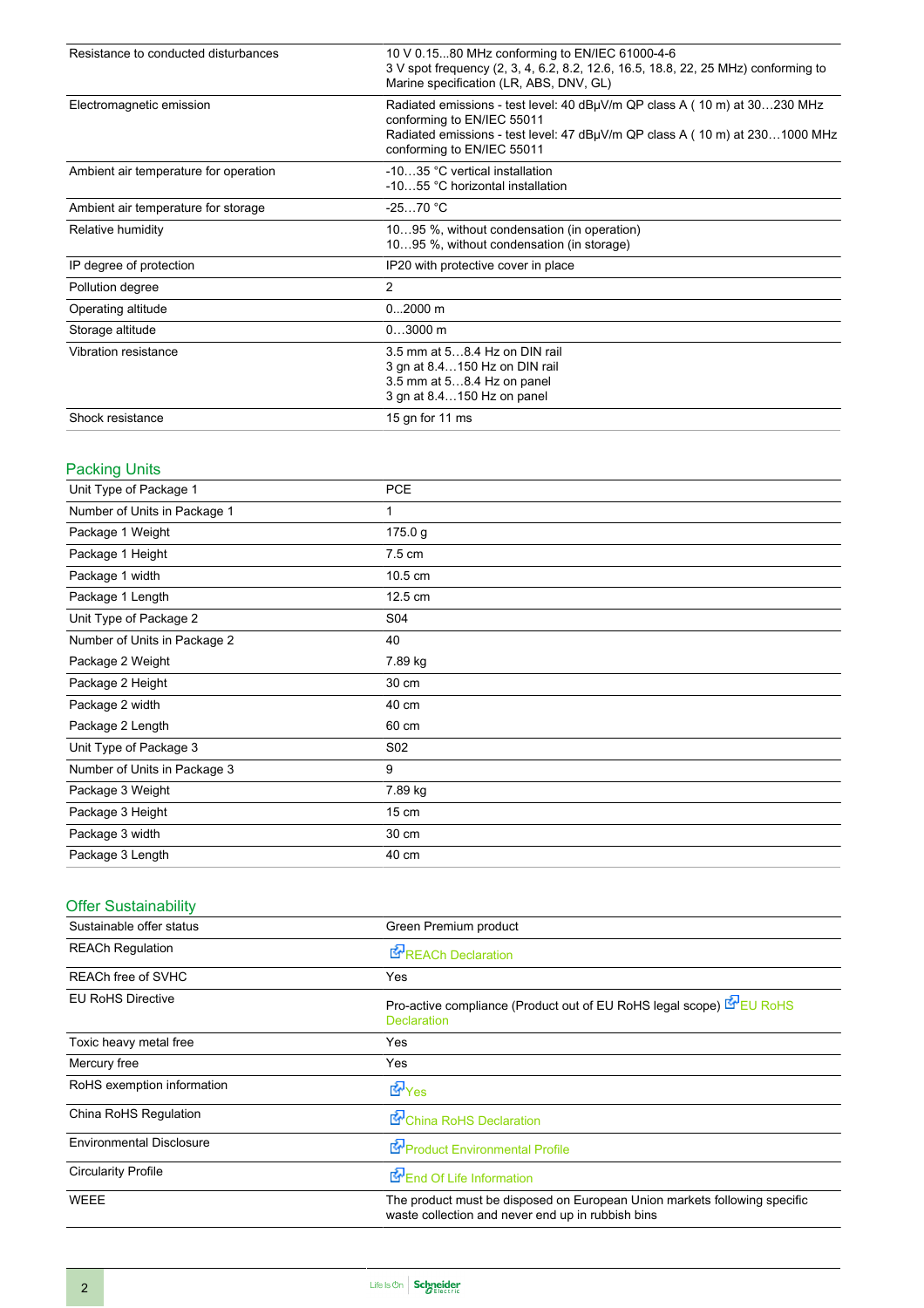| | |
|---|---|
| Resistance to conducted disturbances | 10 V 0.15...80 MHz conforming to EN/IEC 61000-4-6<br>3 V spot frequency (2, 3, 4, 6.2, 8.2, 12.6, 16.5, 18.8, 22, 25 MHz) conforming to Marine specification (LR, ABS, DNV, GL) |
| Electromagnetic emission | Radiated emissions - test level: 40 dBμV/m QP class A ( 10 m) at 30…230 MHz conforming to EN/IEC 55011<br>Radiated emissions - test level: 47 dBμV/m QP class A ( 10 m) at 230…1000 MHz conforming to EN/IEC 55011 |
| Ambient air temperature for operation | -10…35 °C vertical installation<br>-10…55 °C horizontal installation |
| Ambient air temperature for storage | -25…70 °C |
| Relative humidity | 10…95 %, without condensation (in operation)<br>10…95 %, without condensation (in storage) |
| IP degree of protection | IP20 with protective cover in place |
| Pollution degree | 2 |
| Operating altitude | 0...2000 m |
| Storage altitude | 0…3000 m |
| Vibration resistance | 3.5 mm at 5…8.4 Hz on DIN rail<br>3 gn at 8.4…150 Hz on DIN rail<br>3.5 mm at 5…8.4 Hz on panel<br>3 gn at 8.4…150 Hz on panel |
| Shock resistance | 15 gn for 11 ms |

## Packing Units

| | |
|---|---|
| Unit Type of Package 1 | PCE |
| Number of Units in Package 1 | 1 |
| Package 1 Weight | 175.0 g |
| Package 1 Height | 7.5 cm |
| Package 1 width | 10.5 cm |
| Package 1 Length | 12.5 cm |
| Unit Type of Package 2 | S04 |
| Number of Units in Package 2 | 40 |
| Package 2 Weight | 7.89 kg |
| Package 2 Height | 30 cm |
| Package 2 width | 40 cm |
| Package 2 Length | 60 cm |
| Unit Type of Package 3 | S02 |
| Number of Units in Package 3 | 9 |
| Package 3 Weight | 7.89 kg |
| Package 3 Height | 15 cm |
| Package 3 width | 30 cm |
| Package 3 Length | 40 cm |

## Offer Sustainability

| | |
|---|---|
| Sustainable offer status | Green Premium product |
| REACh Regulation | REACh Declaration |
| REACh free of SVHC | Yes |
| EU RoHS Directive | Pro-active compliance (Product out of EU RoHS legal scope) EU RoHS Declaration |
| Toxic heavy metal free | Yes |
| Mercury free | Yes |
| RoHS exemption information | Yes |
| China RoHS Regulation | China RoHS Declaration |
| Environmental Disclosure | Product Environmental Profile |
| Circularity Profile | End Of Life Information |
| WEEE | The product must be disposed on European Union markets following specific waste collection and never end up in rubbish bins |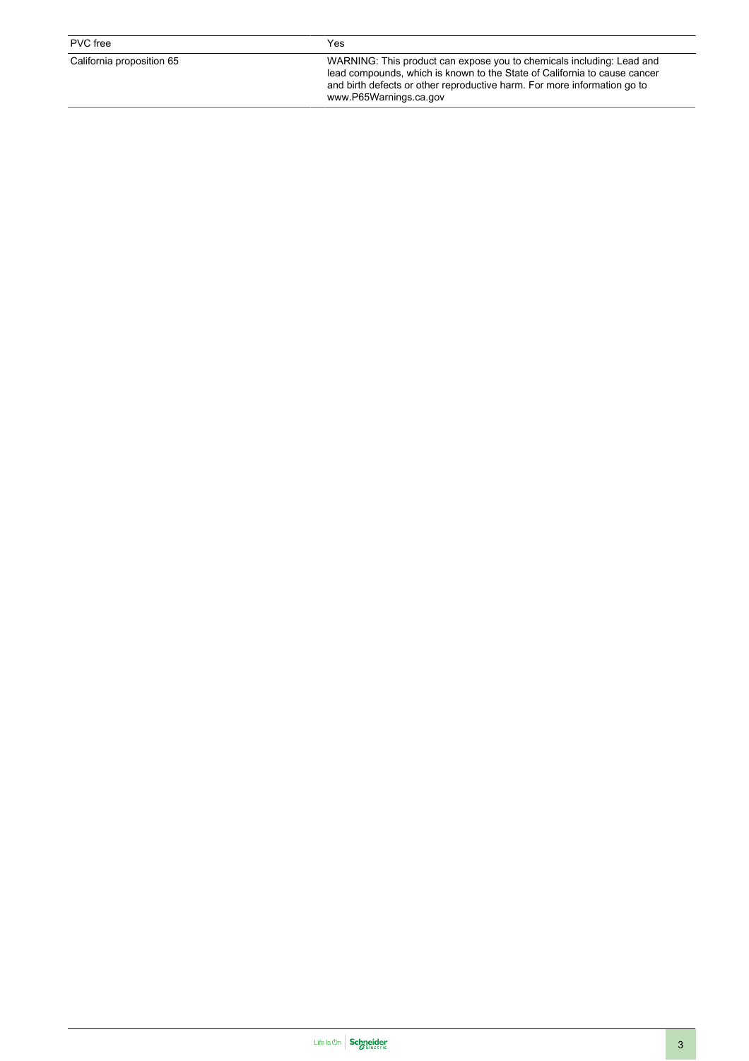| | |
|---|---|
| PVC free | Yes |
| California proposition 65 | WARNING: This product can expose you to chemicals including: Lead and lead compounds, which is known to the State of California to cause cancer and birth defects or other reproductive harm. For more information go to www.P65Warnings.ca.gov |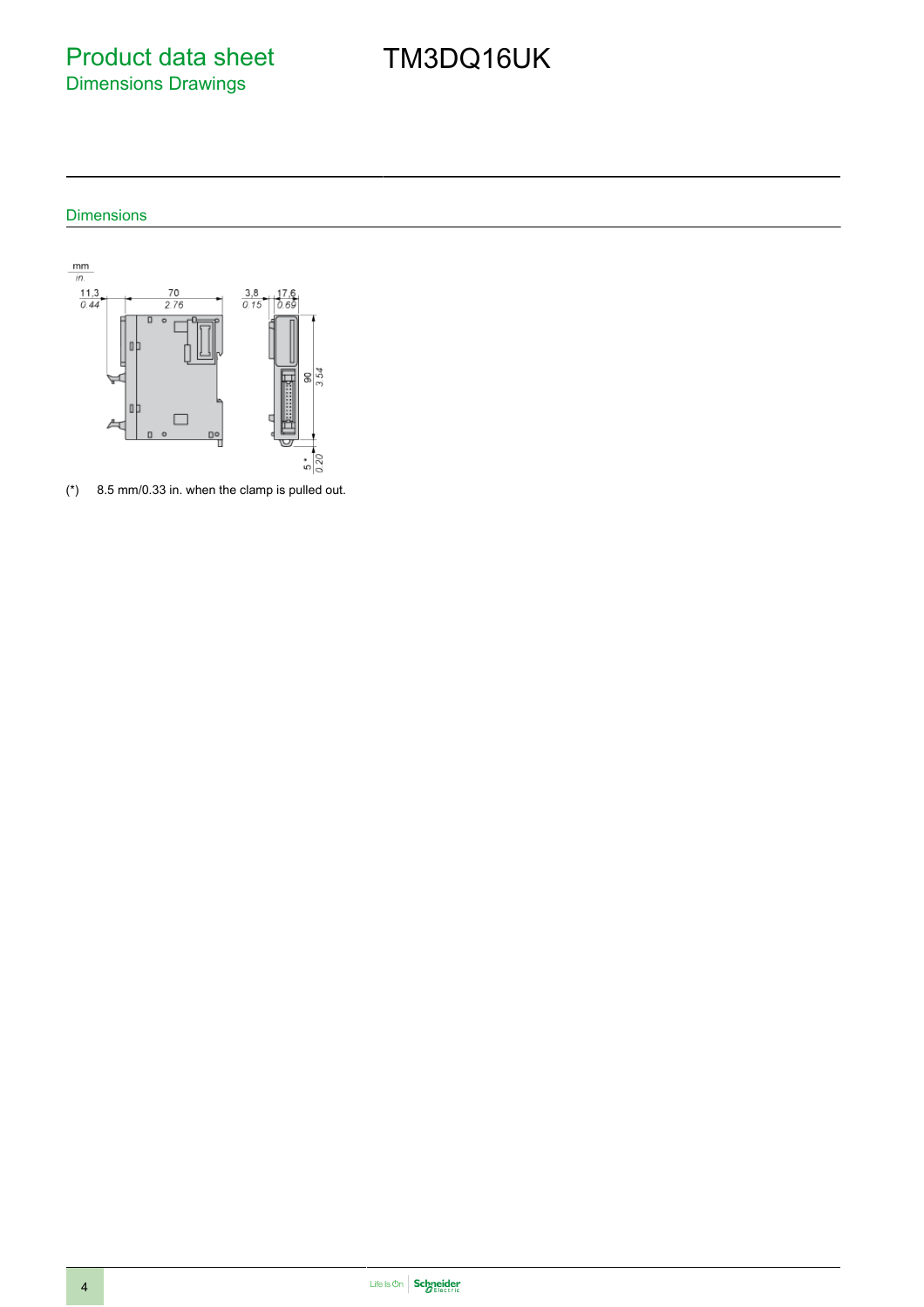# Product data sheet
## Dimensions Drawings

# TM3DQ16UK

### Dimensions

(*) 8.5 mm/0.33 in. when the clamp is pulled out.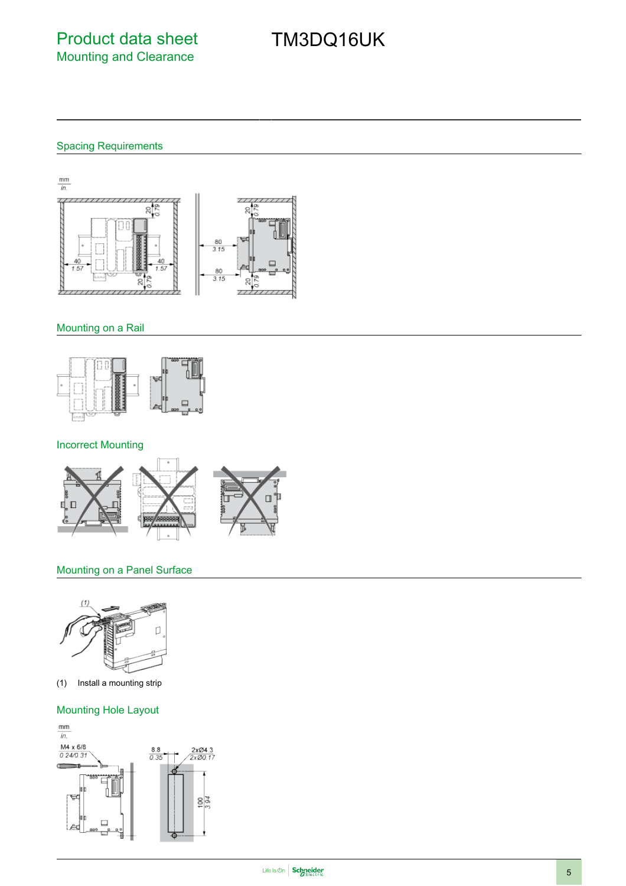# Product data sheet
## Mounting and Clearance

# TM3DQ16UK

### Spacing Requirements

mm
in.

20
0.79

40
1.57

40
1.57

20
0.79

80
3.15

80
3.15

20
0.79

20
0.79

### Mounting on a Rail

### Incorrect Mounting

### Mounting on a Panel Surface

(1)

(1) Install a mounting strip

### Mounting Hole Layout

mm
in.

M4 x 6/8
0.24/0.31

8.8
0.35

2xØ4.3
2xØ0.17

100
3.94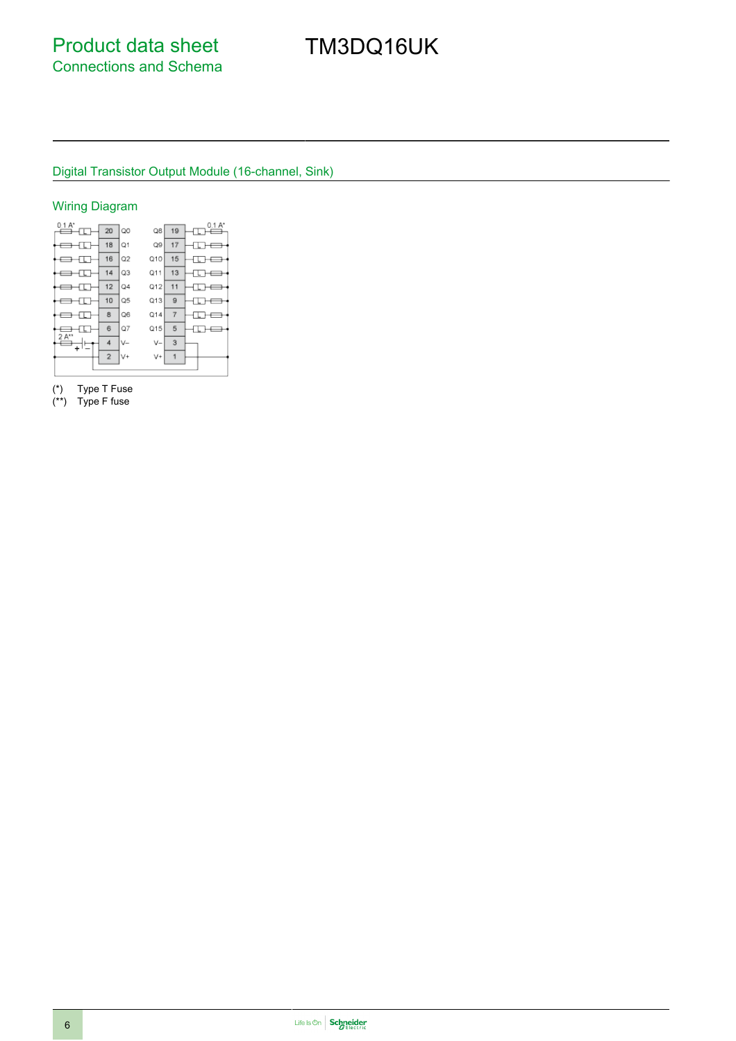# Product data sheet
## Connections and Schema

# TM3DQ16UK

### Digital Transistor Output Module (16-channel, Sink)

#### Wiring Diagram

0.1 A*
20 Q0
18 Q1
16 Q2
14 Q3
12 Q4
10 Q5
8 Q6
6 Q7
2 A**
4 V–
2 V+
Q8 19
Q9 17
Q10 15
Q11 13
Q12 11
Q13 9
Q14 7
Q15 5
V– 3
V+ 1
0.1 A*

(*) Type T Fuse
(**) Type F fuse